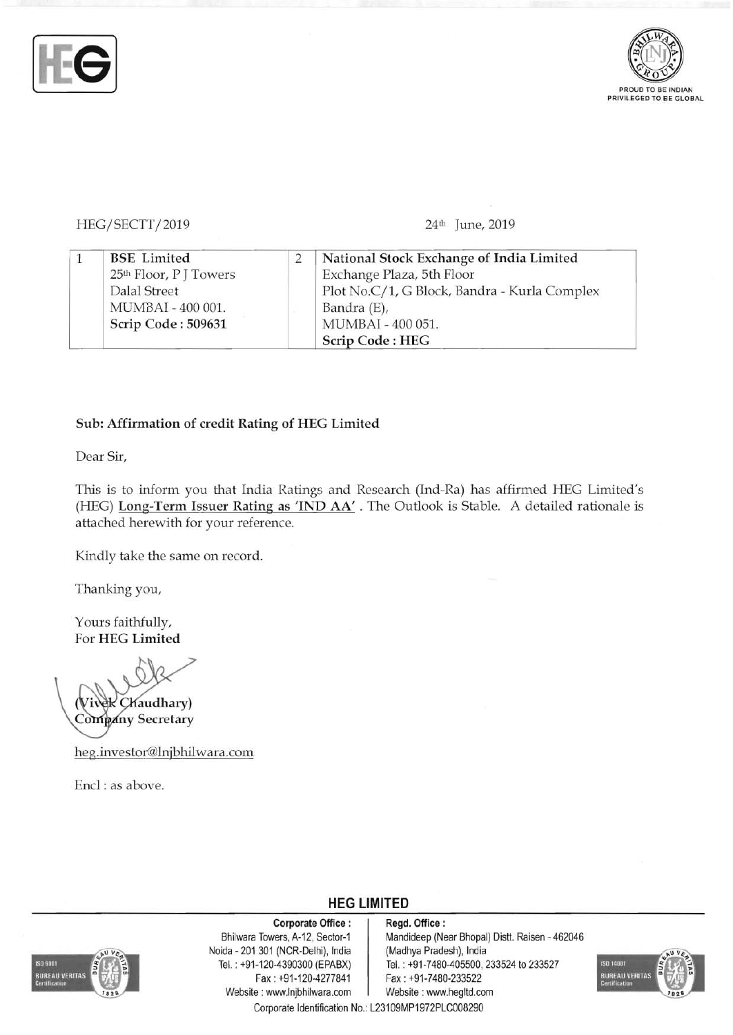HEG/SECTT/2019

24th June, 2019

| 1 | BSE Limited<br>25th Floor, P J Towers<br>Dalal Street<br>MUMBAI - 400 001.<br>**Scrip Code : 509631** | 2 | **National Stock Exchange of India Limited**<br>Exchange Plaza, 5th Floor<br>Plot No.C/1, G Block, Bandra - Kurla Complex<br>Bandra (E),<br>MUMBAI - 400 051.<br>**Scrip Code : HEG** |
|---|---|---|---|

**Sub: Affirmation of credit Rating of HEG Limited**

Dear Sir,

This is to inform you that India Ratings and Research (Ind-Ra) has affirmed HEG Limited's (HEG) Long-Term Issuer Rating as 'IND AA' . The Outlook is Stable. A detailed rationale is attached herewith for your reference.

Kindly take the same on record.

Thanking you,

Yours faithfully,
For **HEG Limited**

**(Vivek Chaudhary)**
**Company Secretary**

heg.investor@lnjbhilwara.com

Encl : as above.

**HEG LIMITED**

**Corporate Office :**
Bhilwara Towers, A-12, Sector-1
Noida - 201 301 (NCR-Delhi), India
Tel. : +91-120-4390300 (EPABX)
Fax : +91-120-4277841
Website : www.lnjbhilwara.com

**Regd. Office :**
Mandideep (Near Bhopal) Distt. Raisen - 462046
(Madhya Pradesh), India
Tel. : +91-7480-405500, 233524 to 233527
Fax : +91-7480-233522
Website : www.hegltd.com

Corporate Identification No.: L23109MP1972PLC008290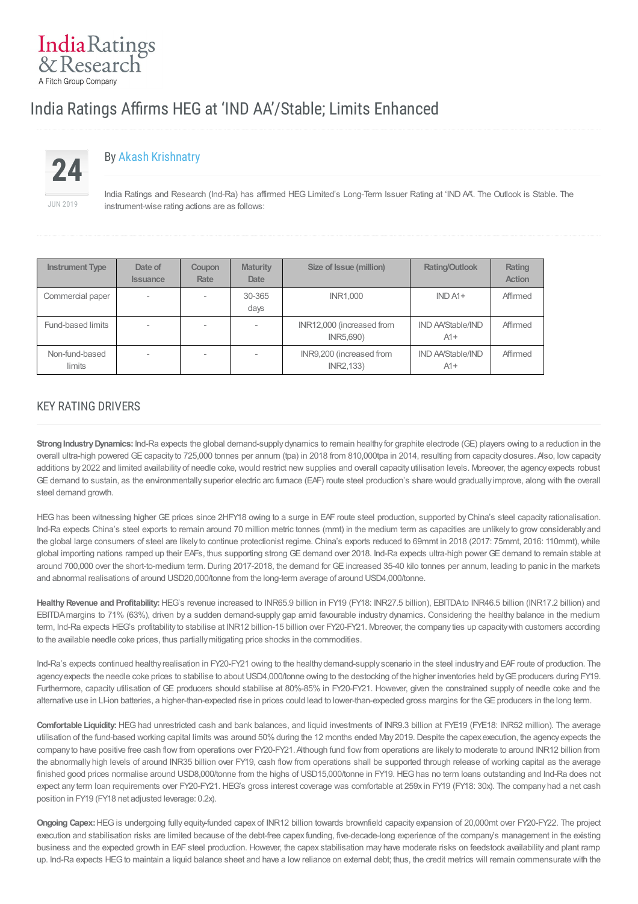# India Ratings Affirms HEG at 'IND AA'/Stable; Limits Enhanced

24 JUN 2019

By Akash Krishnatry

India Ratings and Research (Ind-Ra) has affirmed HEG Limited's Long-Term Issuer Rating at 'IND AA'. The Outlook is Stable. The instrument-wise rating actions are as follows:

| Instrument Type | Date of Issuance | Coupon Rate | Maturity Date | Size of Issue (million) | Rating/Outlook | Rating Action |
|---|---|---|---|---|---|---|
| Commercial paper | - | - | 30-365 days | INR1,000 | IND A1+ | Affirmed |
| Fund-based limits | - | - | - | INR12,000 (increased from INR5,690) | IND AA/Stable/IND A1+ | Affirmed |
| Non-fund-based limits | - | - | - | INR9,200 (increased from INR2,133) | IND AA/Stable/IND A1+ | Affirmed |

## KEY RATING DRIVERS

**Strong Industry Dynamics:** Ind-Ra expects the global demand-supply dynamics to remain healthy for graphite electrode (GE) players owing to a reduction in the overall ultra-high powered GE capacity to 725,000 tonnes per annum (tpa) in 2018 from 810,000tpa in 2014, resulting from capacity closures. Also, low capacity additions by 2022 and limited availability of needle coke, would restrict new supplies and overall capacity utilisation levels. Moreover, the agency expects robust GE demand to sustain, as the environmentally superior electric arc furnace (EAF) route steel production's share would gradually improve, along with the overall steel demand growth.

HEG has been witnessing higher GE prices since 2HFY18 owing to a surge in EAF route steel production, supported by China's steel capacity rationalisation. Ind-Ra expects China's steel exports to remain around 70 million metric tonnes (mmt) in the medium term as capacities are unlikely to grow considerably and the global large consumers of steel are likely to continue protectionist regime. China's exports reduced to 69mmt in 2018 (2017: 75mmt, 2016: 110mmt), while global importing nations ramped up their EAFs, thus supporting strong GE demand over 2018. Ind-Ra expects ultra-high power GE demand to remain stable at around 700,000 over the short-to-medium term. During 2017-2018, the demand for GE increased 35-40 kilo tonnes per annum, leading to panic in the markets and abnormal realisations of around USD20,000/tonne from the long-term average of around USD4,000/tonne.

**Healthy Revenue and Profitability:** HEG's revenue increased to INR65.9 billion in FY19 (FY18: INR27.5 billion), EBITDA to INR46.5 billion (INR17.2 billion) and EBITDA margins to 71% (63%), driven by a sudden demand-supply gap amid favourable industry dynamics. Considering the healthy balance in the medium term, Ind-Ra expects HEG's profitability to stabilise at INR12 billion-15 billion over FY20-FY21. Moreover, the company ties up capacity with customers according to the available needle coke prices, thus partially mitigating price shocks in the commodities.

Ind-Ra's expects continued healthy realisation in FY20-FY21 owing to the healthy demand-supply scenario in the steel industry and EAF route of production. The agency expects the needle coke prices to stabilise to about USD4,000/tonne owing to the destocking of the higher inventories held by GE producers during FY19. Furthermore, capacity utilisation of GE producers should stabilise at 80%-85% in FY20-FY21. However, given the constrained supply of needle coke and the alternative use in LI-ion batteries, a higher-than-expected rise in prices could lead to lower-than-expected gross margins for the GE producers in the long term.

**Comfortable Liquidity:** HEG had unrestricted cash and bank balances, and liquid investments of INR9.3 billion at FYE19 (FYE18: INR52 million). The average utilisation of the fund-based working capital limits was around 50% during the 12 months ended May 2019. Despite the capex execution, the agency expects the company to have positive free cash flow from operations over FY20-FY21. Although fund flow from operations are likely to moderate to around INR12 billion from the abnormally high levels of around INR35 billion over FY19, cash flow from operations shall be supported through release of working capital as the average finished good prices normalise around USD8,000/tonne from the highs of USD15,000/tonne in FY19. HEG has no term loans outstanding and Ind-Ra does not expect any term loan requirements over FY20-FY21. HEG's gross interest coverage was comfortable at 259x in FY19 (FY18: 30x). The company had a net cash position in FY19 (FY18 net adjusted leverage: 0.2x).

**Ongoing Capex:** HEG is undergoing fully equity-funded capex of INR12 billion towards brownfield capacity expansion of 20,000mt over FY20-FY22. The project execution and stabilisation risks are limited because of the debt-free capex funding, five-decade-long experience of the company's management in the existing business and the expected growth in EAF steel production. However, the capex stabilisation may have moderate risks on feedstock availability and plant ramp up. Ind-Ra expects HEG to maintain a liquid balance sheet and have a low reliance on external debt; thus, the credit metrics will remain commensurate with the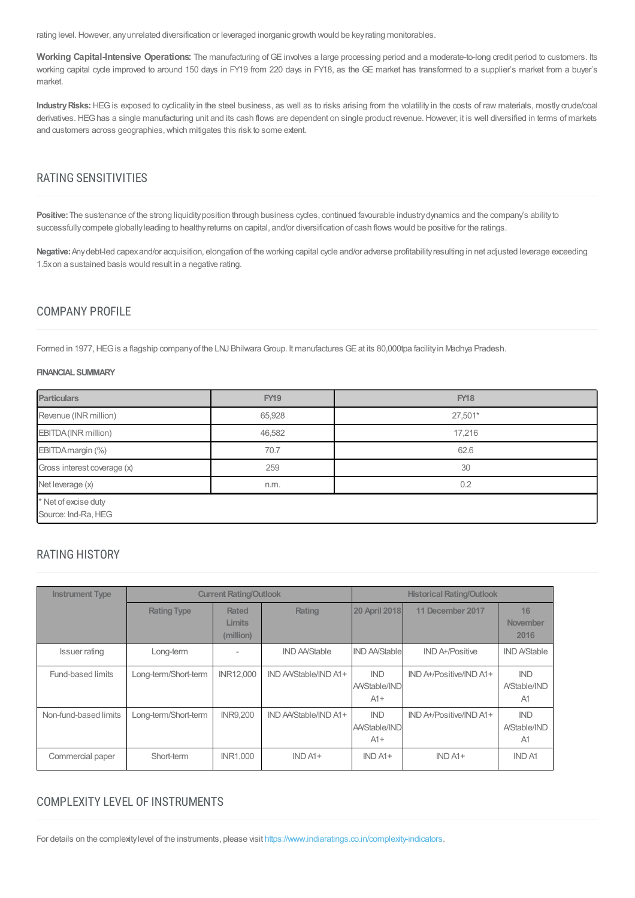rating level. However, any unrelated diversification or leveraged inorganic growth would be key rating monitorables.

**Working Capital-Intensive Operations:** The manufacturing of GE involves a large processing period and a moderate-to-long credit period to customers. Its working capital cycle improved to around 150 days in FY19 from 220 days in FY18, as the GE market has transformed to a supplier's market from a buyer's market.

**Industry Risks:** HEG is exposed to cyclicality in the steel business, as well as to risks arising from the volatility in the costs of raw materials, mostly crude/coal derivatives. HEG has a single manufacturing unit and its cash flows are dependent on single product revenue. However, it is well diversified in terms of markets and customers across geographies, which mitigates this risk to some extent.

## RATING SENSITIVITIES

**Positive:** The sustenance of the strong liquidity position through business cycles, continued favourable industry dynamics and the company's ability to successfully compete globally leading to healthy returns on capital, and/or diversification of cash flows would be positive for the ratings.

**Negative:** Any debt-led capex and/or acquisition, elongation of the working capital cycle and/or adverse profitability resulting in net adjusted leverage exceeding 1.5x on a sustained basis would result in a negative rating.

## COMPANY PROFILE

Formed in 1977, HEG is a flagship company of the LNJ Bhilwara Group. It manufactures GE at its 80,000tpa facility in Madhya Pradesh.

**FINANCIAL SUMMARY**

| Particulars | FY19 | FY18 |
|---|---|---|
| Revenue (INR million) | 65,928 | 27,501* |
| EBITDA (INR million) | 46,582 | 17,216 |
| EBITDA margin (%) | 70.7 | 62.6 |
| Gross interest coverage (x) | 259 | 30 |
| Net leverage (x) | n.m. | 0.2 |

\* Net of excise duty
Source: Ind-Ra, HEG

## RATING HISTORY

| Instrument Type | Current Rating/Outlook | | | Historical Rating/Outlook | | |
|---|---|---|---|---|---|---|
| | Rating Type | Rated Limits (million) | Rating | 20 April 2018 | 11 December 2017 | 16 November 2016 |
| Issuer rating | Long-term | - | IND AA/Stable | IND AA/Stable | IND A+/Positive | IND A/Stable |
| Fund-based limits | Long-term/Short-term | INR12,000 | IND AA/Stable/IND A1+ | IND AA/Stable/IND A1+ | IND A+/Positive/IND A1+ | IND A/Stable/IND A1 |
| Non-fund-based limits | Long-term/Short-term | INR9,200 | IND AA/Stable/IND A1+ | IND AA/Stable/IND A1+ | IND A+/Positive/IND A1+ | IND A/Stable/IND A1 |
| Commercial paper | Short-term | INR1,000 | IND A1+ | IND A1+ | IND A1+ | IND A1 |

## COMPLEXITY LEVEL OF INSTRUMENTS

For details on the complexity level of the instruments, please visit https://www.indiaratings.co.in/complexity-indicators.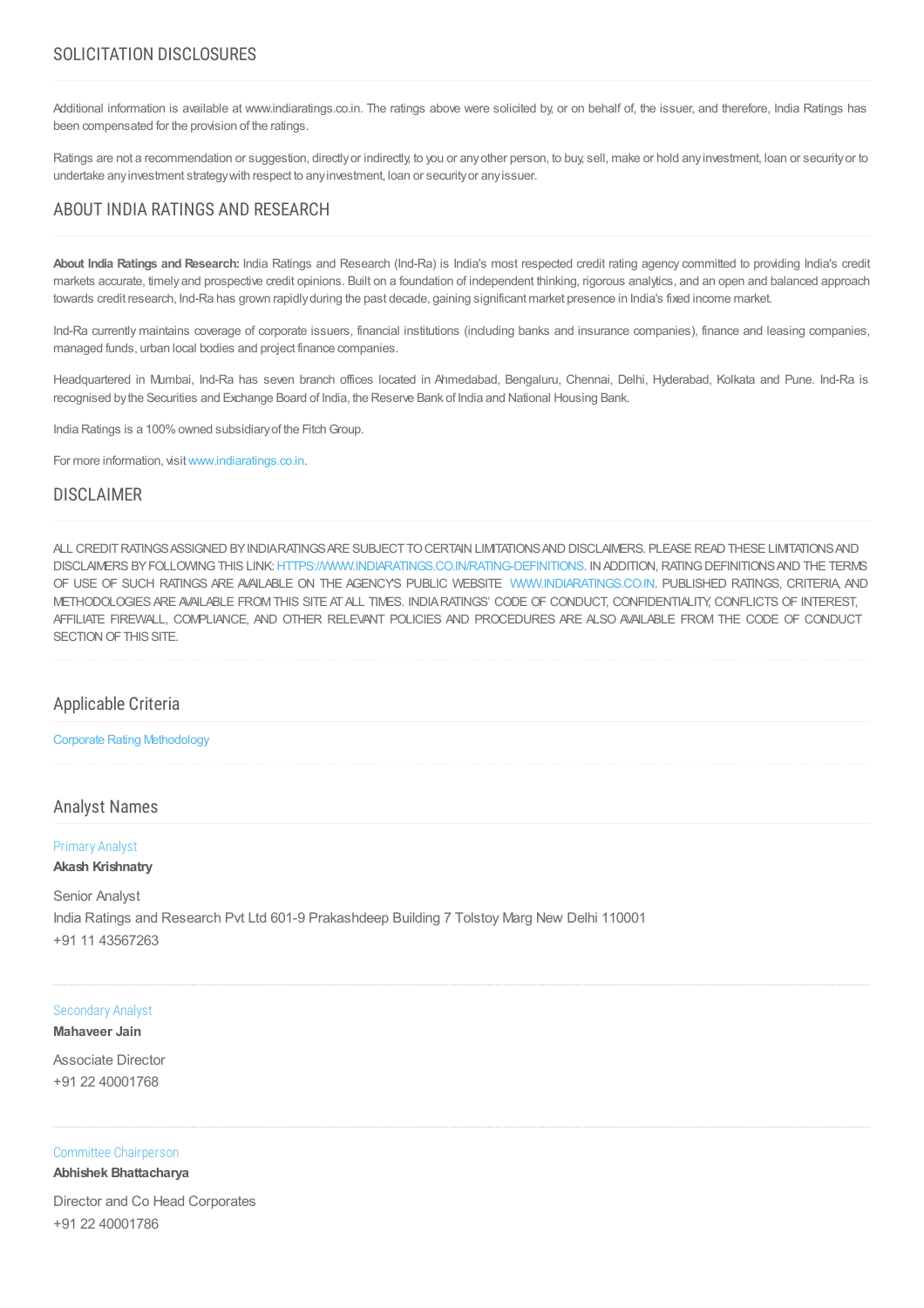## SOLICITATION DISCLOSURES

Additional information is available at www.indiaratings.co.in. The ratings above were solicited by, or on behalf of, the issuer, and therefore, India Ratings has been compensated for the provision of the ratings.

Ratings are not a recommendation or suggestion, directly or indirectly, to you or any other person, to buy, sell, make or hold any investment, loan or security or to undertake any investment strategy with respect to any investment, loan or security or any issuer.

## ABOUT INDIA RATINGS AND RESEARCH

**About India Ratings and Research:** India Ratings and Research (Ind-Ra) is India's most respected credit rating agency committed to providing India's credit markets accurate, timely and prospective credit opinions. Built on a foundation of independent thinking, rigorous analytics, and an open and balanced approach towards credit research, Ind-Ra has grown rapidly during the past decade, gaining significant market presence in India's fixed income market.

Ind-Ra currently maintains coverage of corporate issuers, financial institutions (including banks and insurance companies), finance and leasing companies, managed funds, urban local bodies and project finance companies.

Headquartered in Mumbai, Ind-Ra has seven branch offices located in Ahmedabad, Bengaluru, Chennai, Delhi, Hyderabad, Kolkata and Pune. Ind-Ra is recognised by the Securities and Exchange Board of India, the Reserve Bank of India and National Housing Bank.

India Ratings is a 100% owned subsidiary of the Fitch Group.

For more information, visit www.indiaratings.co.in.

## DISCLAIMER

ALL CREDIT RATINGS ASSIGNED BY INDIA RATINGS ARE SUBJECT TO CERTAIN LIMITATIONS AND DISCLAIMERS. PLEASE READ THESE LIMITATIONS AND DISCLAIMERS BY FOLLOWING THIS LINK: HTTPS://WWW.INDIARATINGS.CO.IN/RATING-DEFINITIONS. IN ADDITION, RATING DEFINITIONS AND THE TERMS OF USE OF SUCH RATINGS ARE AVAILABLE ON THE AGENCY'S PUBLIC WEBSITE WWW.INDIARATINGS.CO.IN. PUBLISHED RATINGS, CRITERIA, AND METHODOLOGIES ARE AVAILABLE FROM THIS SITE AT ALL TIMES. INDIA RATINGS' CODE OF CONDUCT, CONFIDENTIALITY, CONFLICTS OF INTEREST, AFFILIATE FIREWALL, COMPLIANCE, AND OTHER RELEVANT POLICIES AND PROCEDURES ARE ALSO AVAILABLE FROM THE CODE OF CONDUCT SECTION OF THIS SITE.

## Applicable Criteria

Corporate Rating Methodology

## Analyst Names

Primary Analyst

**Akash Krishnatry**

Senior Analyst

India Ratings and Research Pvt Ltd 601-9 Prakashdeep Building 7 Tolstoy Marg New Delhi 110001

+91 11 43567263

Secondary Analyst

**Mahaveer Jain**

Associate Director

+91 22 40001768

Committee Chairperson

**Abhishek Bhattacharya**

Director and Co Head Corporates

+91 22 40001786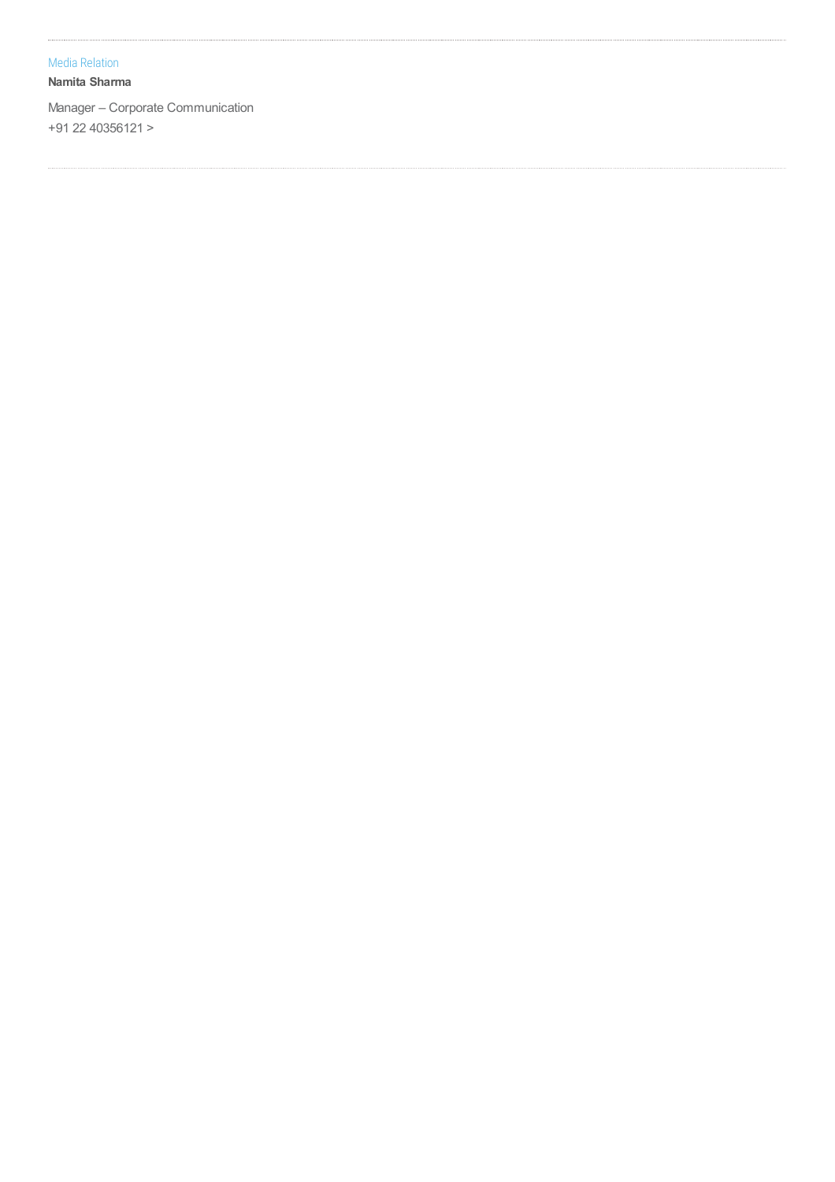Media Relation

**Namita Sharma**

Manager – Corporate Communication

+91 22 40356121 >